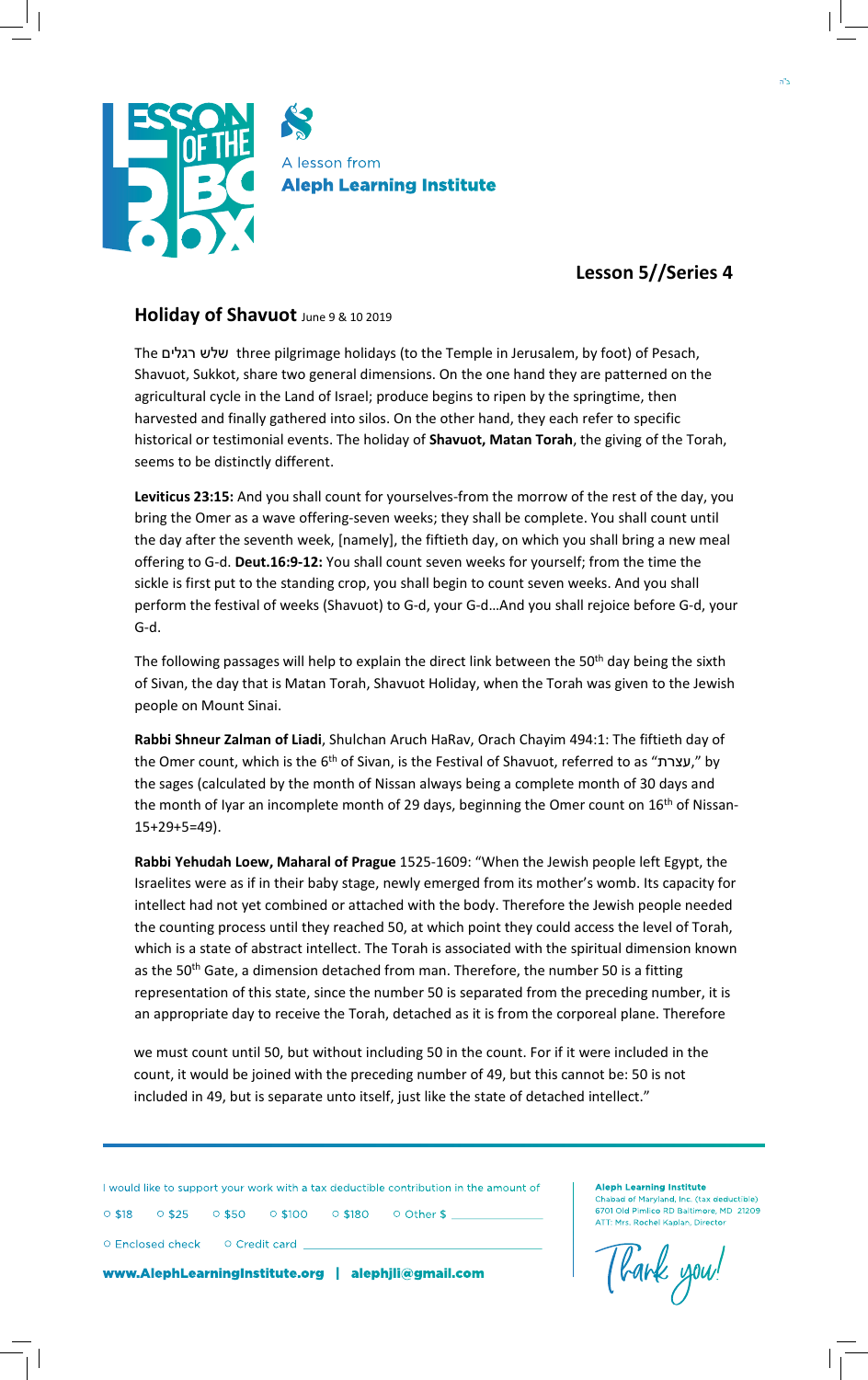ב"ה

A lesson from
**Aleph Learning Institute**

## Lesson 5//Series 4

### Holiday of Shavuot June 9 & 10 2019

The שלש רגלים three pilgrimage holidays (to the Temple in Jerusalem, by foot) of Pesach, Shavuot, Sukkot, share two general dimensions. On the one hand they are patterned on the agricultural cycle in the Land of Israel; produce begins to ripen by the springtime, then harvested and finally gathered into silos. On the other hand, they each refer to specific historical or testimonial events. The holiday of **Shavuot, Matan Torah**, the giving of the Torah, seems to be distinctly different.

**Leviticus 23:15:** And you shall count for yourselves-from the morrow of the rest of the day, you bring the Omer as a wave offering-seven weeks; they shall be complete. You shall count until the day after the seventh week, [namely], the fiftieth day, on which you shall bring a new meal offering to G-d. **Deut.16:9-12:** You shall count seven weeks for yourself; from the time the sickle is first put to the standing crop, you shall begin to count seven weeks. And you shall perform the festival of weeks (Shavuot) to G-d, your G-d…And you shall rejoice before G-d, your G-d.

The following passages will help to explain the direct link between the 50th day being the sixth of Sivan, the day that is Matan Torah, Shavuot Holiday, when the Torah was given to the Jewish people on Mount Sinai.

**Rabbi Shneur Zalman of Liadi**, Shulchan Aruch HaRav, Orach Chayim 494:1: The fiftieth day of the Omer count, which is the 6th of Sivan, is the Festival of Shavuot, referred to as "עצרת," by the sages (calculated by the month of Nissan always being a complete month of 30 days and the month of Iyar an incomplete month of 29 days, beginning the Omer count on 16th of Nissan-15+29+5=49).

**Rabbi Yehudah Loew, Maharal of Prague** 1525-1609: "When the Jewish people left Egypt, the Israelites were as if in their baby stage, newly emerged from its mother's womb. Its capacity for intellect had not yet combined or attached with the body. Therefore the Jewish people needed the counting process until they reached 50, at which point they could access the level of Torah, which is a state of abstract intellect. The Torah is associated with the spiritual dimension known as the 50th Gate, a dimension detached from man. Therefore, the number 50 is a fitting representation of this state, since the number 50 is separated from the preceding number, it is an appropriate day to receive the Torah, detached as it is from the corporeal plane. Therefore we must count until 50, but without including 50 in the count. For if it were included in the count, it would be joined with the preceding number of 49, but this cannot be: 50 is not included in 49, but is separate unto itself, just like the state of detached intellect."

---

I would like to support your work with a tax deductible contribution in the amount of

○ $18 ○ $25 ○ $50 ○ $100 ○ $180 ○ Other $ ____________

○ Enclosed check ○ Credit card ____________

**www.AlephLearningInstitute.org | alephjli@gmail.com**

**Aleph Learning Institute**
Chabad of Maryland, Inc. (tax deductible)
6701 Old Pimlico RD Baltimore, MD 21209
ATT: Mrs. Rochel Kaplan, Director

Thank you!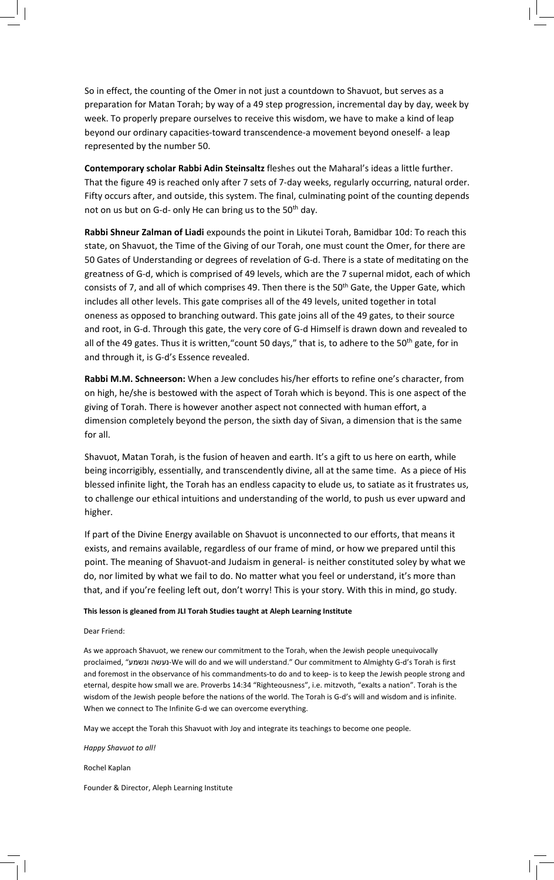So in effect, the counting of the Omer in not just a countdown to Shavuot, but serves as a preparation for Matan Torah; by way of a 49 step progression, incremental day by day, week by week. To properly prepare ourselves to receive this wisdom, we have to make a kind of leap beyond our ordinary capacities-toward transcendence-a movement beyond oneself- a leap represented by the number 50.

**Contemporary scholar Rabbi Adin Steinsaltz** fleshes out the Maharal's ideas a little further. That the figure 49 is reached only after 7 sets of 7-day weeks, regularly occurring, natural order. Fifty occurs after, and outside, this system. The final, culminating point of the counting depends not on us but on G-d- only He can bring us to the 50th day.

**Rabbi Shneur Zalman of Liadi** expounds the point in Likutei Torah, Bamidbar 10d: To reach this state, on Shavuot, the Time of the Giving of our Torah, one must count the Omer, for there are 50 Gates of Understanding or degrees of revelation of G-d. There is a state of meditating on the greatness of G-d, which is comprised of 49 levels, which are the 7 supernal midot, each of which consists of 7, and all of which comprises 49. Then there is the 50th Gate, the Upper Gate, which includes all other levels. This gate comprises all of the 49 levels, united together in total oneness as opposed to branching outward. This gate joins all of the 49 gates, to their source and root, in G-d. Through this gate, the very core of G-d Himself is drawn down and revealed to all of the 49 gates. Thus it is written,"count 50 days," that is, to adhere to the 50th gate, for in and through it, is G-d's Essence revealed.

**Rabbi M.M. Schneerson:** When a Jew concludes his/her efforts to refine one's character, from on high, he/she is bestowed with the aspect of Torah which is beyond. This is one aspect of the giving of Torah. There is however another aspect not connected with human effort, a dimension completely beyond the person, the sixth day of Sivan, a dimension that is the same for all.

Shavuot, Matan Torah, is the fusion of heaven and earth. It's a gift to us here on earth, while being incorrigibly, essentially, and transcendently divine, all at the same time. As a piece of His blessed infinite light, the Torah has an endless capacity to elude us, to satiate as it frustrates us, to challenge our ethical intuitions and understanding of the world, to push us ever upward and higher.

If part of the Divine Energy available on Shavuot is unconnected to our efforts, that means it exists, and remains available, regardless of our frame of mind, or how we prepared until this point. The meaning of Shavuot-and Judaism in general- is neither constituted soley by what we do, nor limited by what we fail to do. No matter what you feel or understand, it's more than that, and if you're feeling left out, don't worry! This is your story. With this in mind, go study.

**This lesson is gleaned from JLI Torah Studies taught at Aleph Learning Institute**

Dear Friend:

As we approach Shavuot, we renew our commitment to the Torah, when the Jewish people unequivocally proclaimed, "נעשה ונשמע-We will do and we will understand." Our commitment to Almighty G-d's Torah is first and foremost in the observance of his commandments-to do and to keep- is to keep the Jewish people strong and eternal, despite how small we are. Proverbs 14:34 "Righteousness", i.e. mitzvoth, "exalts a nation". Torah is the wisdom of the Jewish people before the nations of the world. The Torah is G-d's will and wisdom and is infinite. When we connect to The Infinite G-d we can overcome everything.

May we accept the Torah this Shavuot with Joy and integrate its teachings to become one people.

*Happy Shavuot to all!*

Rochel Kaplan

Founder & Director, Aleph Learning Institute